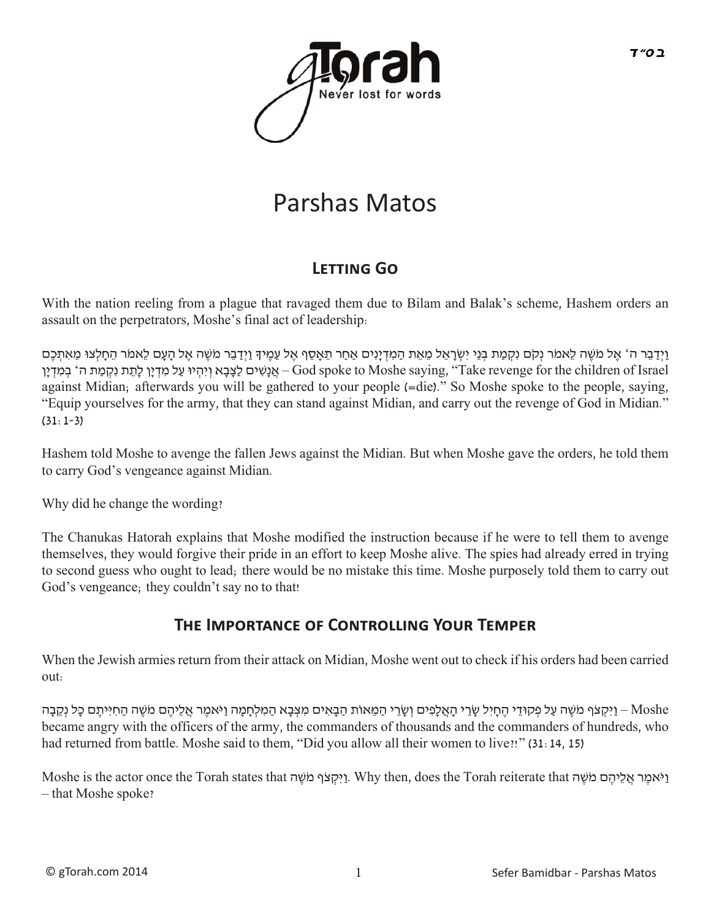# Parshas Matos

## Letting Go

With the nation reeling from a plague that ravaged them due to Bilam and Balak's scheme, Hashem orders an assault on the perpetrators, Moshe's final act of leadership:

וַיְדַבֵּר ה' אֶל מֹשֶׁה לֵּאמֹר נְקֹם נִקְמַת בְּנֵי יִשְׂרָאֵל מֵאֵת הַמִּדְיָנִים אַחַר תֵּאָסֵף אֶל עַמֶּיךָ וַיְדַבֵּר מֹשֶׁה אֶל הָעָם לֵאמֹר הֵחָלְצוּ מֵאִתְּכֶם אֲנָשִׁים לַצָּבָא וְיִהְיוּ עַל מִדְיָן לָתֵת נִקְמַת ה' בְּמִדְיָן – God spoke to Moshe saying, "Take revenge for the children of Israel against Midian; afterwards you will be gathered to your people (=die)." So Moshe spoke to the people, saying, "Equip yourselves for the army, that they can stand against Midian, and carry out the revenge of God in Midian." (31:1-3)

Hashem told Moshe to avenge the fallen Jews against the Midian. But when Moshe gave the orders, he told them to carry God's vengeance against Midian.

Why did he change the wording?

The Chanukas Hatorah explains that Moshe modified the instruction because if he were to tell them to avenge themselves, they would forgive their pride in an effort to keep Moshe alive. The spies had already erred in trying to second guess who ought to lead; there would be no mistake this time. Moshe purposely told them to carry out God's vengeance; they couldn't say no to that!

## The Importance of Controlling Your Temper

When the Jewish armies return from their attack on Midian, Moshe went out to check if his orders had been carried out:

וַיִּקְצֹף מֹשֶׁה עַל פְּקוּדֵי הֶחָיִל שָׂרֵי הָאֲלָפִים וְשָׂרֵי הַמֵּאוֹת הַבָּאִים מִצְּבָא הַמִּלְחָמָה וַיֹּאמֶר אֲלֵיהֶם מֹשֶׁה הַחִיִּיתֶם כָּל נְקֵבָה – Moshe became angry with the officers of the army, the commanders of thousands and the commanders of hundreds, who had returned from battle. Moshe said to them, "Did you allow all their women to live?!" (31:14, 15)

Moshe is the actor once the Torah states that וַיִּקְצֹף מֹשֶׁה. Why then, does the Torah reiterate that וַיֹּאמֶר אֲלֵיהֶם מֹשֶׁה – that Moshe spoke?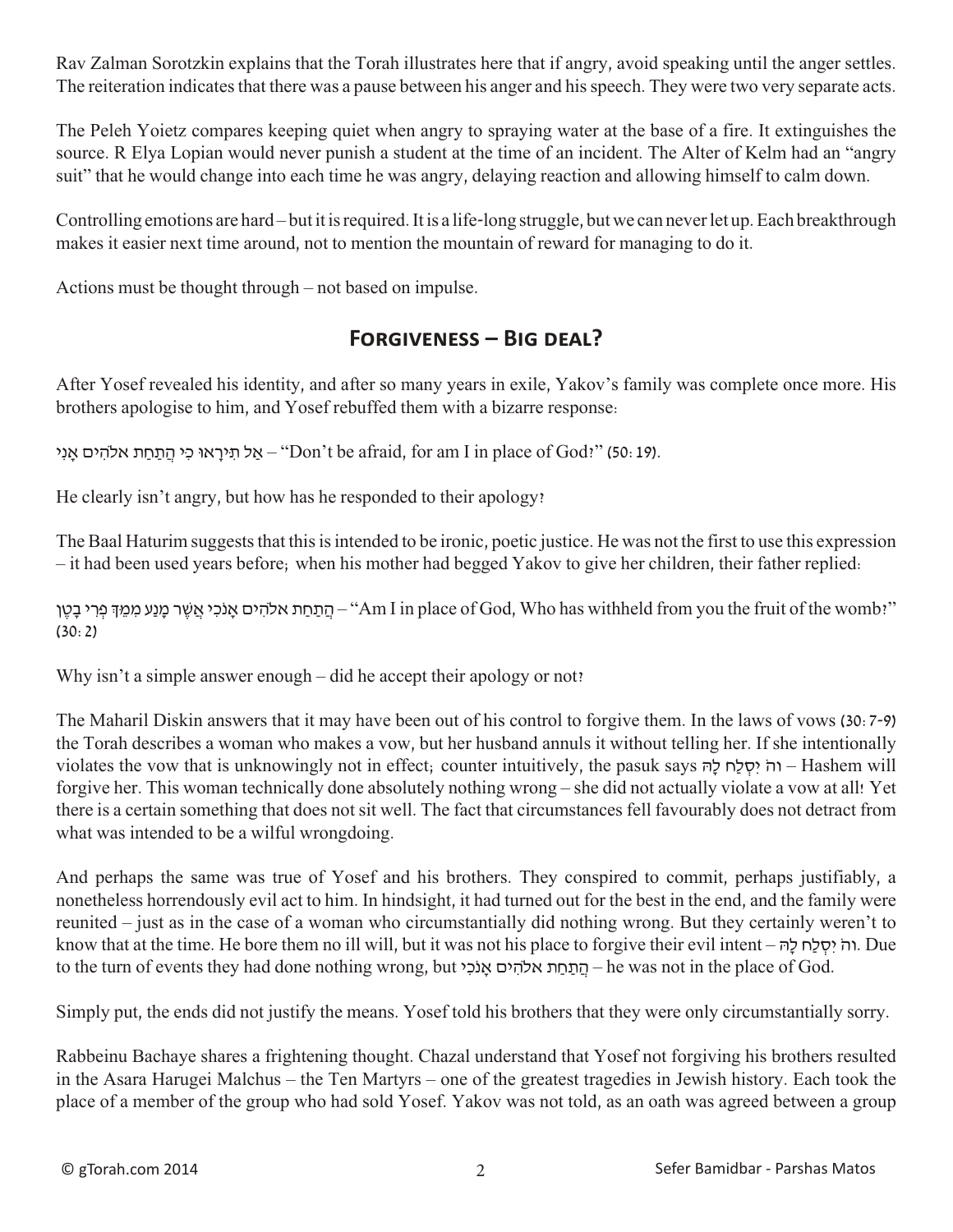Rav Zalman Sorotzkin explains that the Torah illustrates here that if angry, avoid speaking until the anger settles. The reiteration indicates that there was a pause between his anger and his speech. They were two very separate acts.

The Peleh Yoietz compares keeping quiet when angry to spraying water at the base of a fire. It extinguishes the source. R Elya Lopian would never punish a student at the time of an incident. The Alter of Kelm had an "angry suit" that he would change into each time he was angry, delaying reaction and allowing himself to calm down.

Controlling emotions are hard – but it is required. It is a life-long struggle, but we can never let up. Each breakthrough makes it easier next time around, not to mention the mountain of reward for managing to do it.

Actions must be thought through – not based on impulse.

## Forgiveness – Big deal?

After Yosef revealed his identity, and after so many years in exile, Yakov's family was complete once more. His brothers apologise to him, and Yosef rebuffed them with a bizarre response:

אַל תִּירָאוּ כִּי הֲתַחַת אלהים אָנִי – "Don't be afraid, for am I in place of God?" (50:19).

He clearly isn't angry, but how has he responded to their apology?

The Baal Haturim suggests that this is intended to be ironic, poetic justice. He was not the first to use this expression – it had been used years before; when his mother had begged Yakov to give her children, their father replied:

הֲתַחַת אלהים אָנֹכִי אֲשֶׁר מָנַע מִמֵּךְ פְּרִי בָטֶן – "Am I in place of God, Who has withheld from you the fruit of the womb?" (30:2)

Why isn't a simple answer enough – did he accept their apology or not?

The Maharil Diskin answers that it may have been out of his control to forgive them. In the laws of vows (30:7-9) the Torah describes a woman who makes a vow, but her husband annuls it without telling her. If she intentionally violates the vow that is unknowingly not in effect; counter intuitively, the pasuk says וה׳ יִסְלַח לָהּ – Hashem will forgive her. This woman technically done absolutely nothing wrong – she did not actually violate a vow at all! Yet there is a certain something that does not sit well. The fact that circumstances fell favourably does not detract from what was intended to be a wilful wrongdoing.

And perhaps the same was true of Yosef and his brothers. They conspired to commit, perhaps justifiably, a nonetheless horrendously evil act to him. In hindsight, it had turned out for the best in the end, and the family were reunited – just as in the case of a woman who circumstantially did nothing wrong. But they certainly weren't to know that at the time. He bore them no ill will, but it was not his place to forgive their evil intent – וה׳ יִסְלַח לָהּ. Due to the turn of events they had done nothing wrong, but הֲתַחַת אלהים אָנֹכִי – he was not in the place of God.

Simply put, the ends did not justify the means. Yosef told his brothers that they were only circumstantially sorry.

Rabbeinu Bachaye shares a frightening thought. Chazal understand that Yosef not forgiving his brothers resulted in the Asara Harugei Malchus – the Ten Martyrs – one of the greatest tragedies in Jewish history. Each took the place of a member of the group who had sold Yosef. Yakov was not told, as an oath was agreed between a group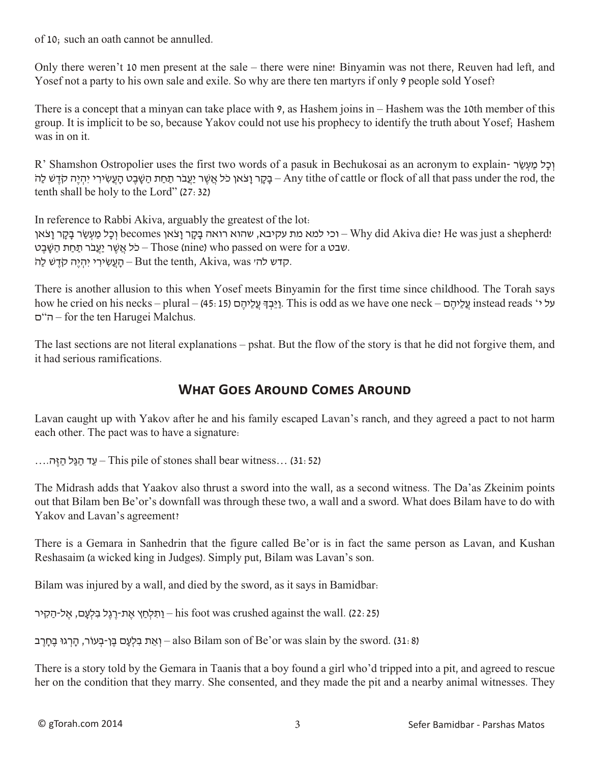of 10; such an oath cannot be annulled.

Only there weren't 10 men present at the sale – there were nine! Binyamin was not there, Reuven had left, and Yosef not a party to his own sale and exile. So why are there ten martyrs if only 9 people sold Yosef?

There is a concept that a minyan can take place with 9, as Hashem joins in – Hashem was the 10th member of this group. It is implicit to be so, because Yakov could not use his prophecy to identify the truth about Yosef; Hashem was in on it.

R' Shamshon Ostropolier uses the first two words of a pasuk in Bechukosai as an acronym to explain- וְכָל מַעְשַׂר בָּקָר וָצֹאן כֹּל אֲשֶׁר יַעֲבֹר תַּחַת הַשָּׁבֶט הָעֲשִׂירִי יִהְיֶה קֹּדֶשׁ לַה' – Any tithe of cattle or flock of all that pass under the rod, the tenth shall be holy to the Lord" (27:32)

In reference to Rabbi Akiva, arguably the greatest of the lot:

וְכָל מַעְשַׂר בָּקָר וָצֹאן becomes וכי למא מת עקיבא, שהוא רואה בָּקָר וָצֹאן – Why did Akiva die? He was just a shepherd!
כֹּל אֲשֶׁר יַעֲבֹר תַּחַת הַשָּׁבֶט – Those (nine) who passed on were for a שבט.
הָעֲשִׂירִי יִהְיֶה קֹּדֶשׁ לַה' – But the tenth, Akiva, was קדש לה'.

There is another allusion to this when Yosef meets Binyamin for the first time since childhood. The Torah says how he cried on his necks – plural – וַיֵּבְךְּ עֲלֵיהֶם (45:15). This is odd as we have one neck – עֲלֵיהֶם instead reads 'על י"ה"ם – for the ten Harugei Malchus.

The last sections are not literal explanations – pshat. But the flow of the story is that he did not forgive them, and it had serious ramifications.

## What Goes Around Comes Around

Lavan caught up with Yakov after he and his family escaped Lavan's ranch, and they agreed a pact to not harm each other. The pact was to have a signature:

עֵד הַגַּל הַזֶּה.... – This pile of stones shall bear witness… (31:52)

The Midrash adds that Yaakov also thrust a sword into the wall, as a second witness. The Da'as Zkeinim points out that Bilam ben Be'or's downfall was through these two, a wall and a sword. What does Bilam have to do with Yakov and Lavan's agreement?

There is a Gemara in Sanhedrin that the figure called Be'or is in fact the same person as Lavan, and Kushan Reshasaim (a wicked king in Judges). Simply put, Bilam was Lavan's son.

Bilam was injured by a wall, and died by the sword, as it says in Bamidbar:

וַתִּלְחַץ אֶת-רֶגֶל בִּלְעָם, אֶל-הַקִּיר – his foot was crushed against the wall. (22:25)

וְאֵת בִּלְעָם בֶּן-בְּעוֹר, הָרְגוּ בֶּחָרֶב – also Bilam son of Be'or was slain by the sword. (31:8)

There is a story told by the Gemara in Taanis that a boy found a girl who'd tripped into a pit, and agreed to rescue her on the condition that they marry. She consented, and they made the pit and a nearby animal witnesses. They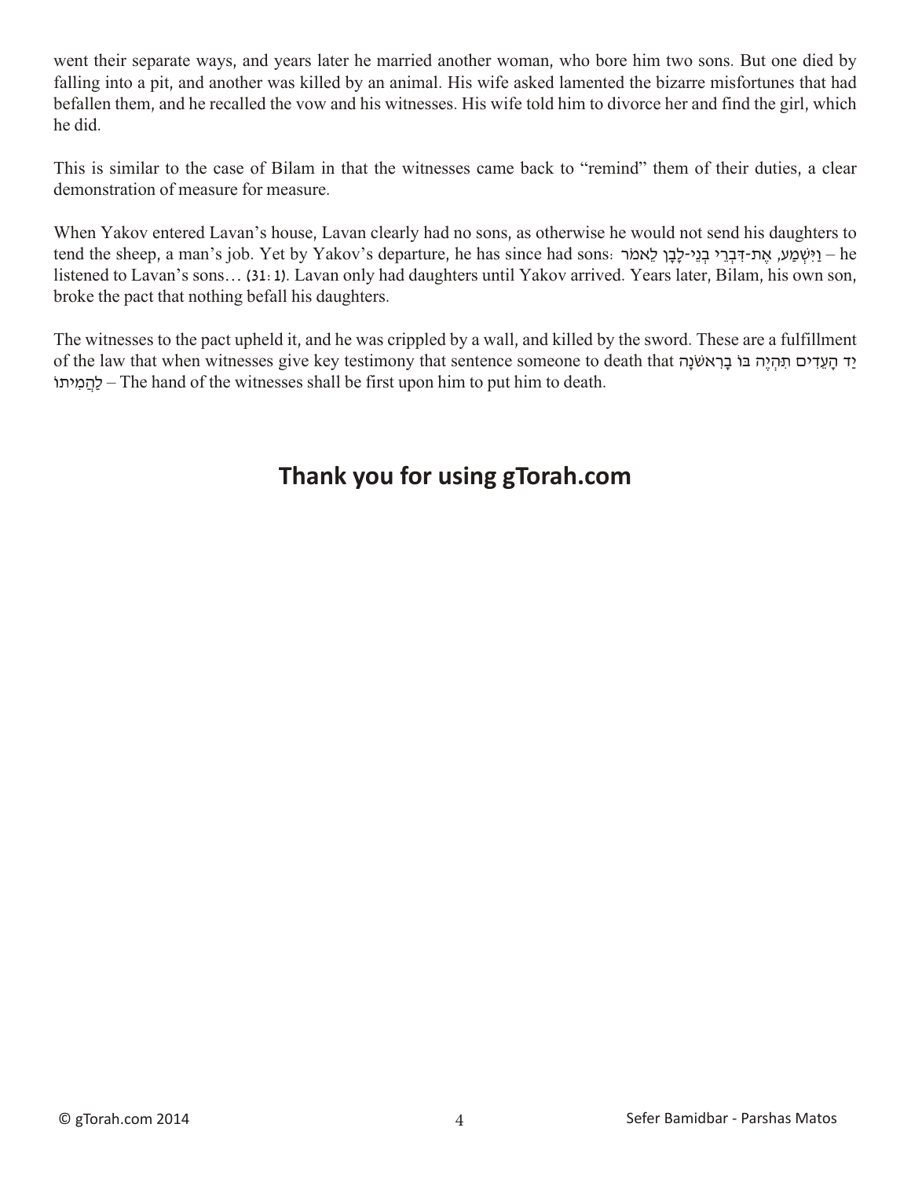went their separate ways, and years later he married another woman, who bore him two sons. But one died by falling into a pit, and another was killed by an animal. His wife asked lamented the bizarre misfortunes that had befallen them, and he recalled the vow and his witnesses. His wife told him to divorce her and find the girl, which he did.

This is similar to the case of Bilam in that the witnesses came back to "remind" them of their duties, a clear demonstration of measure for measure.

When Yakov entered Lavan's house, Lavan clearly had no sons, as otherwise he would not send his daughters to tend the sheep, a man's job. Yet by Yakov's departure, he has since had sons: וַיִּשְׁמַע, אֶת-דִּבְרֵי בְנֵי-לָבָן לֵאמֹר – he listened to Lavan's sons… (31:1). Lavan only had daughters until Yakov arrived. Years later, Bilam, his own son, broke the pact that nothing befall his daughters.

The witnesses to the pact upheld it, and he was crippled by a wall, and killed by the sword. These are a fulfillment of the law that when witnesses give key testimony that sentence someone to death that יַד הָעֵדִים תִּהְיֶה בּוֹ בָרִאשֹׁנָה לַהֲמִיתוֹ – The hand of the witnesses shall be first upon him to put him to death.

## Thank you for using gTorah.com